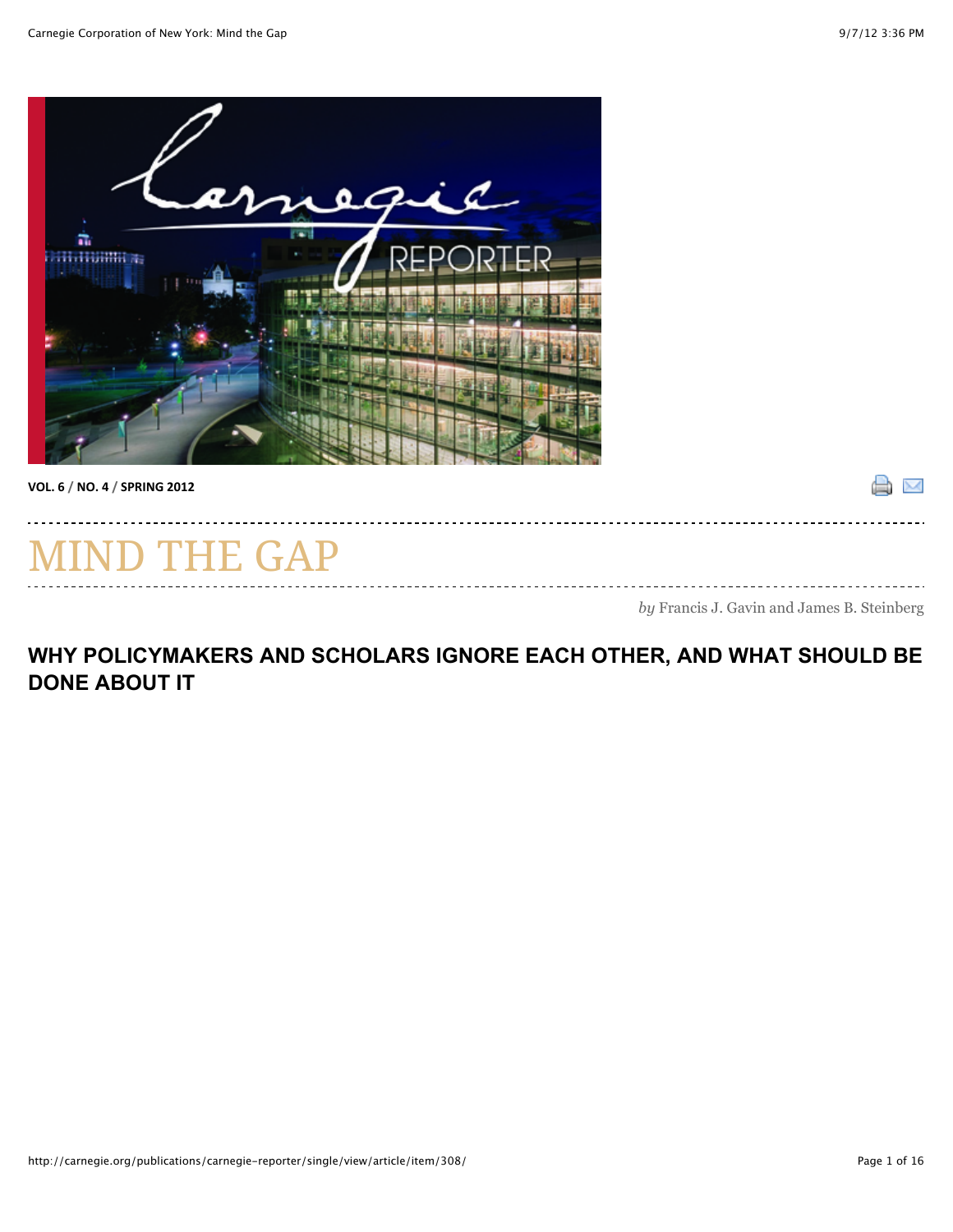VOL. 6 / NO. 4 / SPRING 2012

# MIND THE GAP

*by* Francis J. Gavin and James B. Steinberg

## WHY POLICYMAKERS AND SCHOLARS IGNORE EACH OTHER, AND WHAT SHOULD BE DONE ABOUT IT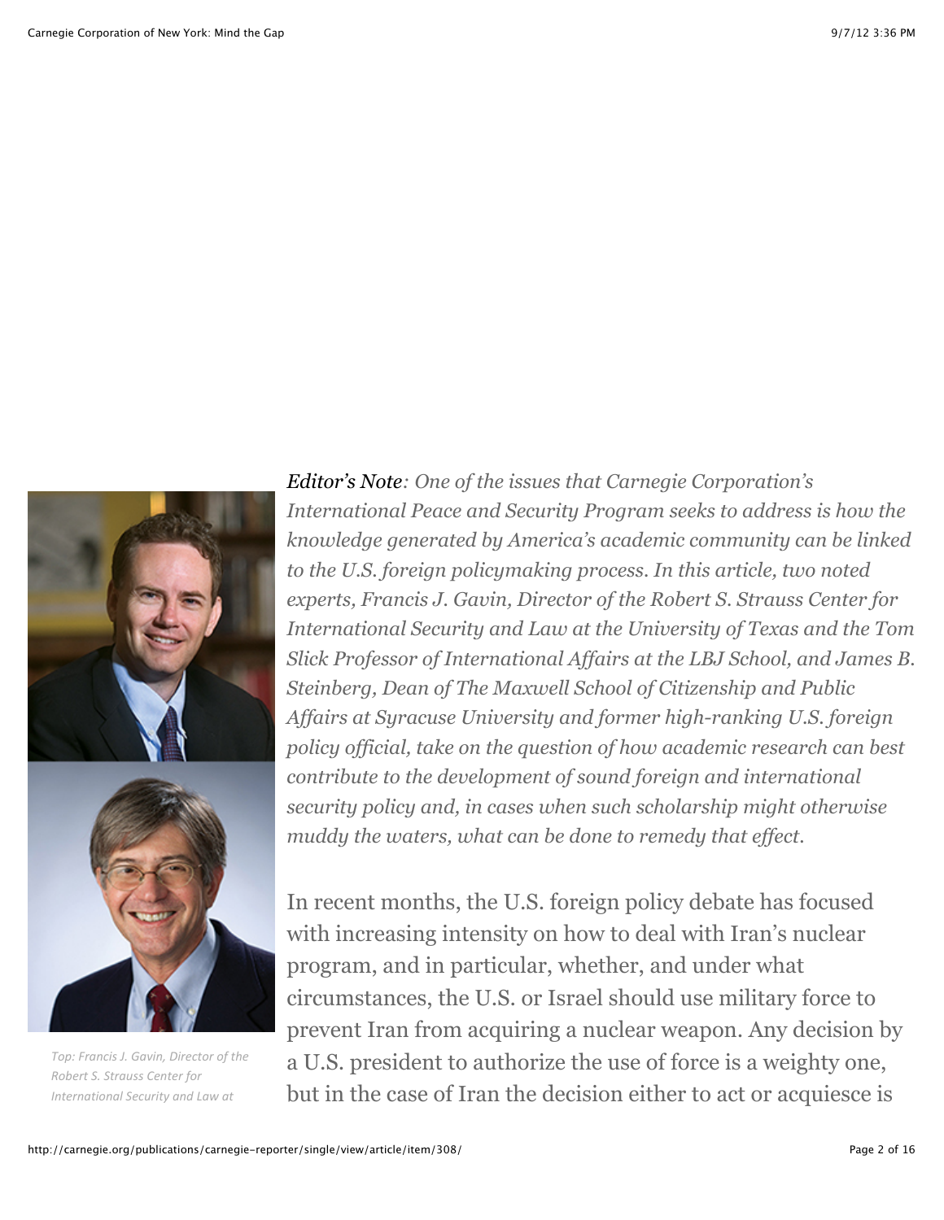*Editor's Note: One of the issues that Carnegie Corporation's International Peace and Security Program seeks to address is how the knowledge generated by America's academic community can be linked to the U.S. foreign policymaking process. In this article, two noted experts, Francis J. Gavin, Director of the Robert S. Strauss Center for International Security and Law at the University of Texas and the Tom Slick Professor of International Affairs at the LBJ School, and James B. Steinberg, Dean of The Maxwell School of Citizenship and Public Affairs at Syracuse University and former high-ranking U.S. foreign policy official, take on the question of how academic research can best contribute to the development of sound foreign and international security policy and, in cases when such scholarship might otherwise muddy the waters, what can be done to remedy that effect.*

*Top: Francis J. Gavin, Director of the Robert S. Strauss Center for International Security and Law at*

In recent months, the U.S. foreign policy debate has focused with increasing intensity on how to deal with Iran's nuclear program, and in particular, whether, and under what circumstances, the U.S. or Israel should use military force to prevent Iran from acquiring a nuclear weapon. Any decision by a U.S. president to authorize the use of force is a weighty one, but in the case of Iran the decision either to act or acquiesce is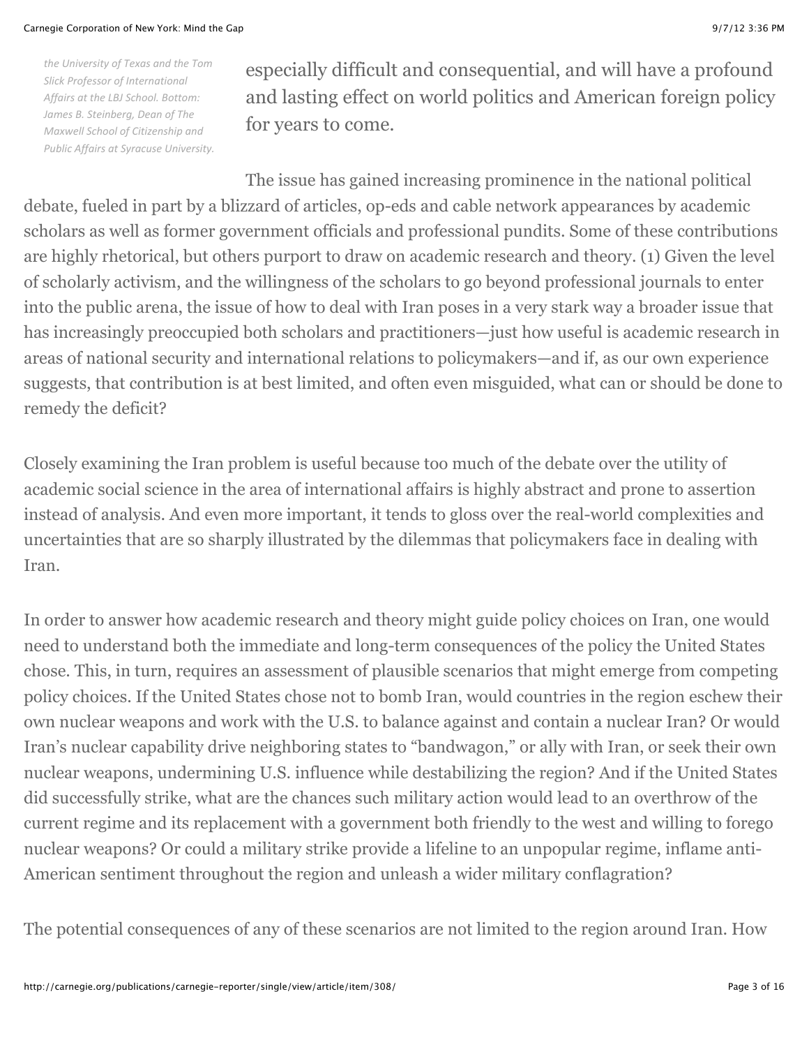*the University of Texas and the Tom Slick Professor of International Affairs at the LBJ School. Bottom: James B. Steinberg, Dean of The Maxwell School of Citizenship and Public Affairs at Syracuse University.*

especially difficult and consequential, and will have a profound and lasting effect on world politics and American foreign policy for years to come.

The issue has gained increasing prominence in the national political debate, fueled in part by a blizzard of articles, op-eds and cable network appearances by academic scholars as well as former government officials and professional pundits. Some of these contributions are highly rhetorical, but others purport to draw on academic research and theory. (1) Given the level of scholarly activism, and the willingness of the scholars to go beyond professional journals to enter into the public arena, the issue of how to deal with Iran poses in a very stark way a broader issue that has increasingly preoccupied both scholars and practitioners—just how useful is academic research in areas of national security and international relations to policymakers—and if, as our own experience suggests, that contribution is at best limited, and often even misguided, what can or should be done to remedy the deficit?

Closely examining the Iran problem is useful because too much of the debate over the utility of academic social science in the area of international affairs is highly abstract and prone to assertion instead of analysis. And even more important, it tends to gloss over the real-world complexities and uncertainties that are so sharply illustrated by the dilemmas that policymakers face in dealing with Iran.

In order to answer how academic research and theory might guide policy choices on Iran, one would need to understand both the immediate and long-term consequences of the policy the United States chose. This, in turn, requires an assessment of plausible scenarios that might emerge from competing policy choices. If the United States chose not to bomb Iran, would countries in the region eschew their own nuclear weapons and work with the U.S. to balance against and contain a nuclear Iran? Or would Iran's nuclear capability drive neighboring states to "bandwagon," or ally with Iran, or seek their own nuclear weapons, undermining U.S. influence while destabilizing the region? And if the United States did successfully strike, what are the chances such military action would lead to an overthrow of the current regime and its replacement with a government both friendly to the west and willing to forego nuclear weapons? Or could a military strike provide a lifeline to an unpopular regime, inflame anti-American sentiment throughout the region and unleash a wider military conflagration?

The potential consequences of any of these scenarios are not limited to the region around Iran. How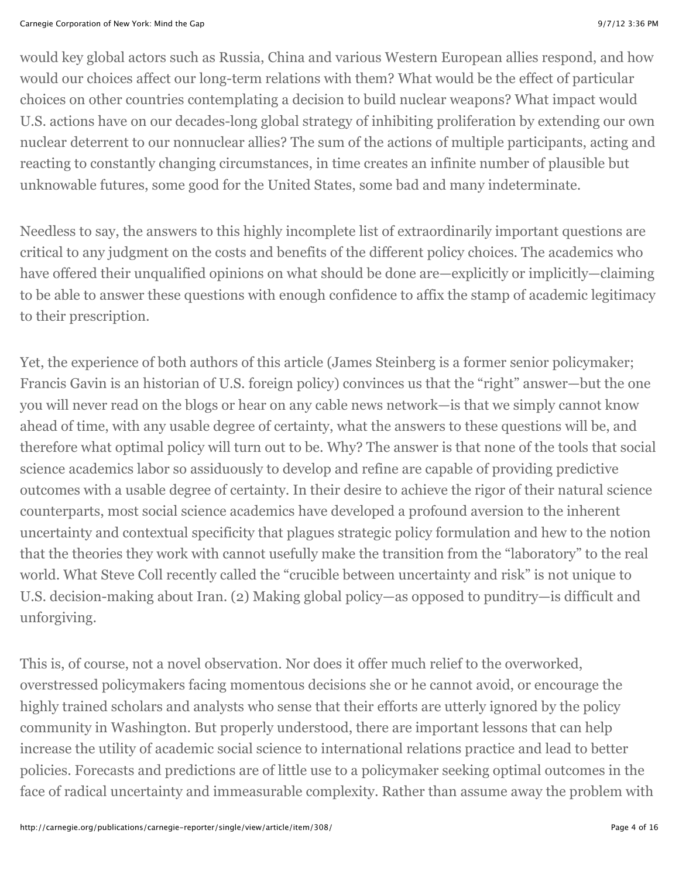would key global actors such as Russia, China and various Western European allies respond, and how would our choices affect our long-term relations with them? What would be the effect of particular choices on other countries contemplating a decision to build nuclear weapons? What impact would U.S. actions have on our decades-long global strategy of inhibiting proliferation by extending our own nuclear deterrent to our nonnuclear allies? The sum of the actions of multiple participants, acting and reacting to constantly changing circumstances, in time creates an infinite number of plausible but unknowable futures, some good for the United States, some bad and many indeterminate.

Needless to say, the answers to this highly incomplete list of extraordinarily important questions are critical to any judgment on the costs and benefits of the different policy choices. The academics who have offered their unqualified opinions on what should be done are—explicitly or implicitly—claiming to be able to answer these questions with enough confidence to affix the stamp of academic legitimacy to their prescription.

Yet, the experience of both authors of this article (James Steinberg is a former senior policymaker; Francis Gavin is an historian of U.S. foreign policy) convinces us that the "right" answer—but the one you will never read on the blogs or hear on any cable news network—is that we simply cannot know ahead of time, with any usable degree of certainty, what the answers to these questions will be, and therefore what optimal policy will turn out to be. Why? The answer is that none of the tools that social science academics labor so assiduously to develop and refine are capable of providing predictive outcomes with a usable degree of certainty. In their desire to achieve the rigor of their natural science counterparts, most social science academics have developed a profound aversion to the inherent uncertainty and contextual specificity that plagues strategic policy formulation and hew to the notion that the theories they work with cannot usefully make the transition from the "laboratory" to the real world. What Steve Coll recently called the "crucible between uncertainty and risk" is not unique to U.S. decision-making about Iran. (2) Making global policy—as opposed to punditry—is difficult and unforgiving.

This is, of course, not a novel observation. Nor does it offer much relief to the overworked, overstressed policymakers facing momentous decisions she or he cannot avoid, or encourage the highly trained scholars and analysts who sense that their efforts are utterly ignored by the policy community in Washington. But properly understood, there are important lessons that can help increase the utility of academic social science to international relations practice and lead to better policies. Forecasts and predictions are of little use to a policymaker seeking optimal outcomes in the face of radical uncertainty and immeasurable complexity. Rather than assume away the problem with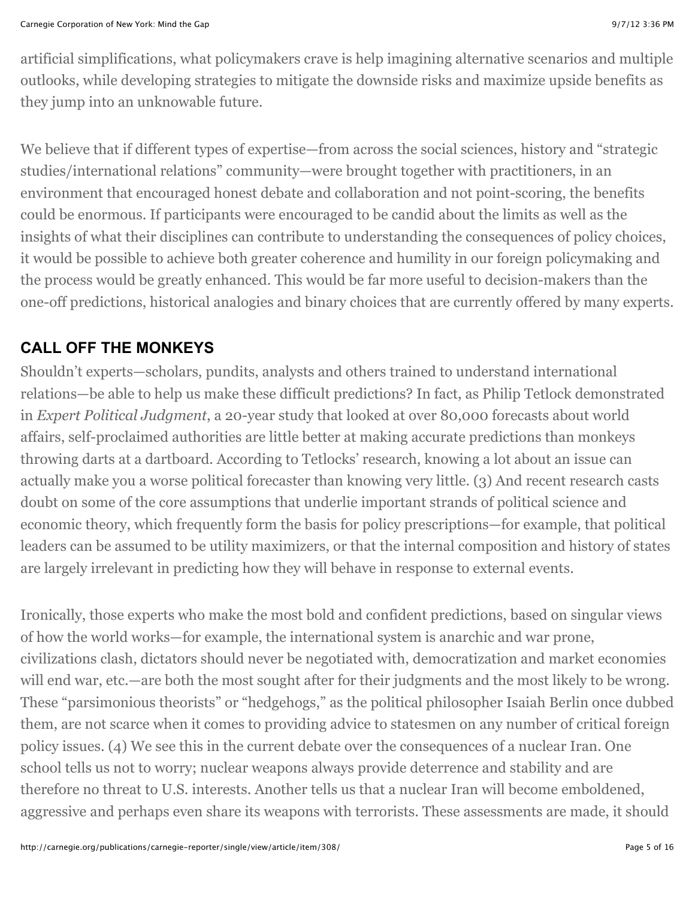artificial simplifications, what policymakers crave is help imagining alternative scenarios and multiple outlooks, while developing strategies to mitigate the downside risks and maximize upside benefits as they jump into an unknowable future.

We believe that if different types of expertise—from across the social sciences, history and "strategic studies/international relations" community—were brought together with practitioners, in an environment that encouraged honest debate and collaboration and not point-scoring, the benefits could be enormous. If participants were encouraged to be candid about the limits as well as the insights of what their disciplines can contribute to understanding the consequences of policy choices, it would be possible to achieve both greater coherence and humility in our foreign policymaking and the process would be greatly enhanced. This would be far more useful to decision-makers than the one-off predictions, historical analogies and binary choices that are currently offered by many experts.

## CALL OFF THE MONKEYS

Shouldn't experts—scholars, pundits, analysts and others trained to understand international relations—be able to help us make these difficult predictions? In fact, as Philip Tetlock demonstrated in *Expert Political Judgment*, a 20-year study that looked at over 80,000 forecasts about world affairs, self-proclaimed authorities are little better at making accurate predictions than monkeys throwing darts at a dartboard. According to Tetlocks' research, knowing a lot about an issue can actually make you a worse political forecaster than knowing very little. (3) And recent research casts doubt on some of the core assumptions that underlie important strands of political science and economic theory, which frequently form the basis for policy prescriptions—for example, that political leaders can be assumed to be utility maximizers, or that the internal composition and history of states are largely irrelevant in predicting how they will behave in response to external events.

Ironically, those experts who make the most bold and confident predictions, based on singular views of how the world works—for example, the international system is anarchic and war prone, civilizations clash, dictators should never be negotiated with, democratization and market economies will end war, etc.—are both the most sought after for their judgments and the most likely to be wrong. These "parsimonious theorists" or "hedgehogs," as the political philosopher Isaiah Berlin once dubbed them, are not scarce when it comes to providing advice to statesmen on any number of critical foreign policy issues. (4) We see this in the current debate over the consequences of a nuclear Iran. One school tells us not to worry; nuclear weapons always provide deterrence and stability and are therefore no threat to U.S. interests. Another tells us that a nuclear Iran will become emboldened, aggressive and perhaps even share its weapons with terrorists. These assessments are made, it should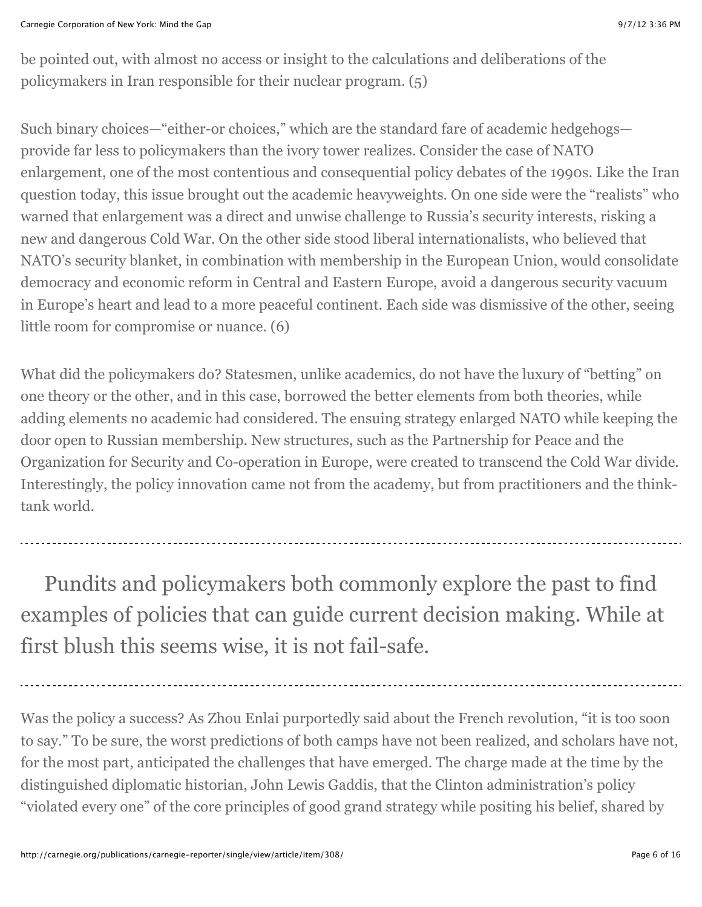be pointed out, with almost no access or insight to the calculations and deliberations of the policymakers in Iran responsible for their nuclear program. (5)

Such binary choices—"either-or choices," which are the standard fare of academic hedgehogs—provide far less to policymakers than the ivory tower realizes. Consider the case of NATO enlargement, one of the most contentious and consequential policy debates of the 1990s. Like the Iran question today, this issue brought out the academic heavyweights. On one side were the "realists" who warned that enlargement was a direct and unwise challenge to Russia's security interests, risking a new and dangerous Cold War. On the other side stood liberal internationalists, who believed that NATO's security blanket, in combination with membership in the European Union, would consolidate democracy and economic reform in Central and Eastern Europe, avoid a dangerous security vacuum in Europe's heart and lead to a more peaceful continent. Each side was dismissive of the other, seeing little room for compromise or nuance. (6)

What did the policymakers do? Statesmen, unlike academics, do not have the luxury of "betting" on one theory or the other, and in this case, borrowed the better elements from both theories, while adding elements no academic had considered. The ensuing strategy enlarged NATO while keeping the door open to Russian membership. New structures, such as the Partnership for Peace and the Organization for Security and Co-operation in Europe, were created to transcend the Cold War divide. Interestingly, the policy innovation came not from the academy, but from practitioners and the think-tank world.

---

> Pundits and policymakers both commonly explore the past to find examples of policies that can guide current decision making. While at first blush this seems wise, it is not fail-safe.

---

Was the policy a success? As Zhou Enlai purportedly said about the French revolution, "it is too soon to say." To be sure, the worst predictions of both camps have not been realized, and scholars have not, for the most part, anticipated the challenges that have emerged. The charge made at the time by the distinguished diplomatic historian, John Lewis Gaddis, that the Clinton administration's policy "violated every one" of the core principles of good grand strategy while positing his belief, shared by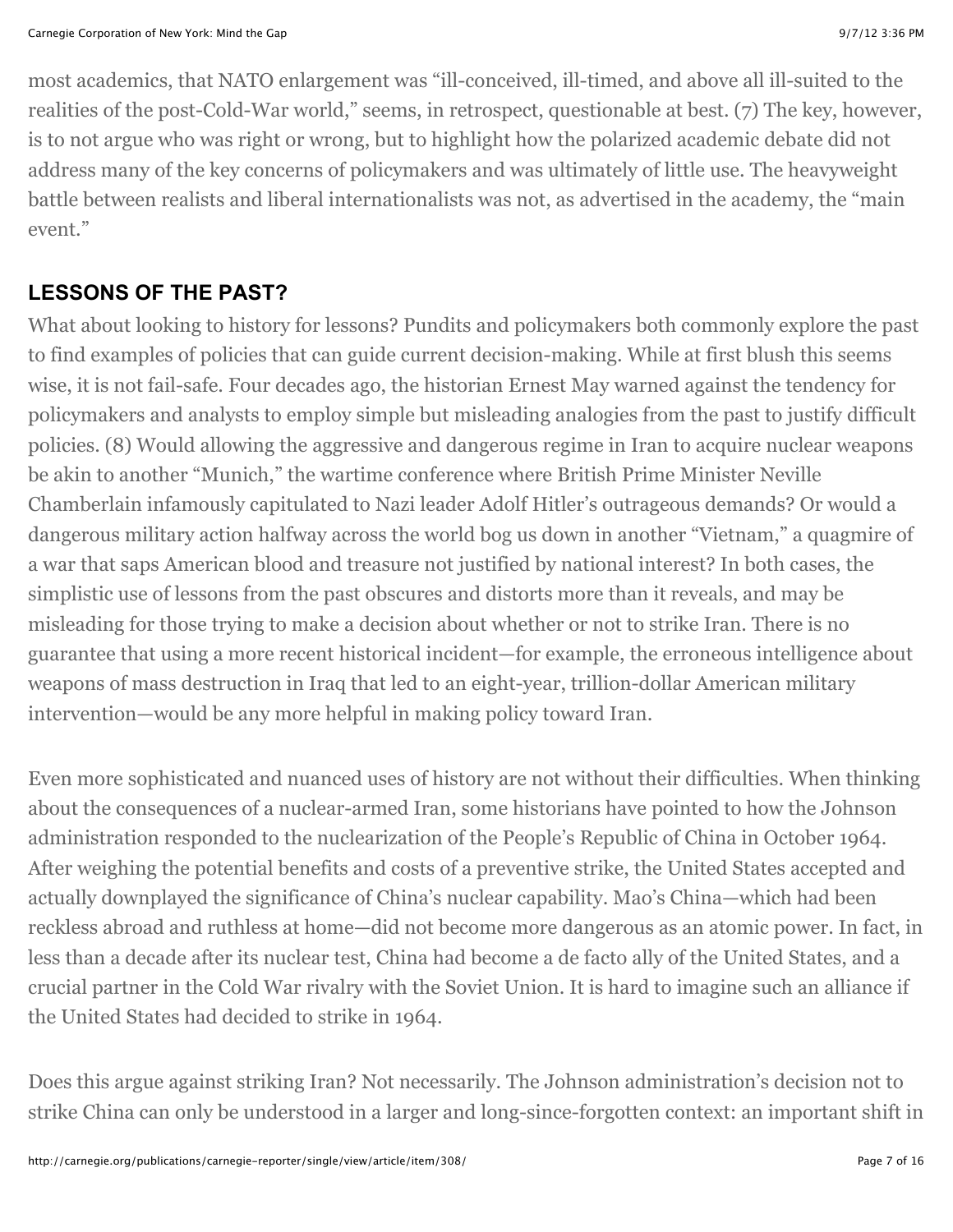most academics, that NATO enlargement was "ill-conceived, ill-timed, and above all ill-suited to the realities of the post-Cold-War world," seems, in retrospect, questionable at best. (7) The key, however, is to not argue who was right or wrong, but to highlight how the polarized academic debate did not address many of the key concerns of policymakers and was ultimately of little use. The heavyweight battle between realists and liberal internationalists was not, as advertised in the academy, the "main event."

## LESSONS OF THE PAST?

What about looking to history for lessons? Pundits and policymakers both commonly explore the past to find examples of policies that can guide current decision-making. While at first blush this seems wise, it is not fail-safe. Four decades ago, the historian Ernest May warned against the tendency for policymakers and analysts to employ simple but misleading analogies from the past to justify difficult policies. (8) Would allowing the aggressive and dangerous regime in Iran to acquire nuclear weapons be akin to another "Munich," the wartime conference where British Prime Minister Neville Chamberlain infamously capitulated to Nazi leader Adolf Hitler's outrageous demands? Or would a dangerous military action halfway across the world bog us down in another "Vietnam," a quagmire of a war that saps American blood and treasure not justified by national interest? In both cases, the simplistic use of lessons from the past obscures and distorts more than it reveals, and may be misleading for those trying to make a decision about whether or not to strike Iran. There is no guarantee that using a more recent historical incident—for example, the erroneous intelligence about weapons of mass destruction in Iraq that led to an eight-year, trillion-dollar American military intervention—would be any more helpful in making policy toward Iran.

Even more sophisticated and nuanced uses of history are not without their difficulties. When thinking about the consequences of a nuclear-armed Iran, some historians have pointed to how the Johnson administration responded to the nuclearization of the People's Republic of China in October 1964. After weighing the potential benefits and costs of a preventive strike, the United States accepted and actually downplayed the significance of China's nuclear capability. Mao's China—which had been reckless abroad and ruthless at home—did not become more dangerous as an atomic power. In fact, in less than a decade after its nuclear test, China had become a de facto ally of the United States, and a crucial partner in the Cold War rivalry with the Soviet Union. It is hard to imagine such an alliance if the United States had decided to strike in 1964.

Does this argue against striking Iran? Not necessarily. The Johnson administration's decision not to strike China can only be understood in a larger and long-since-forgotten context: an important shift in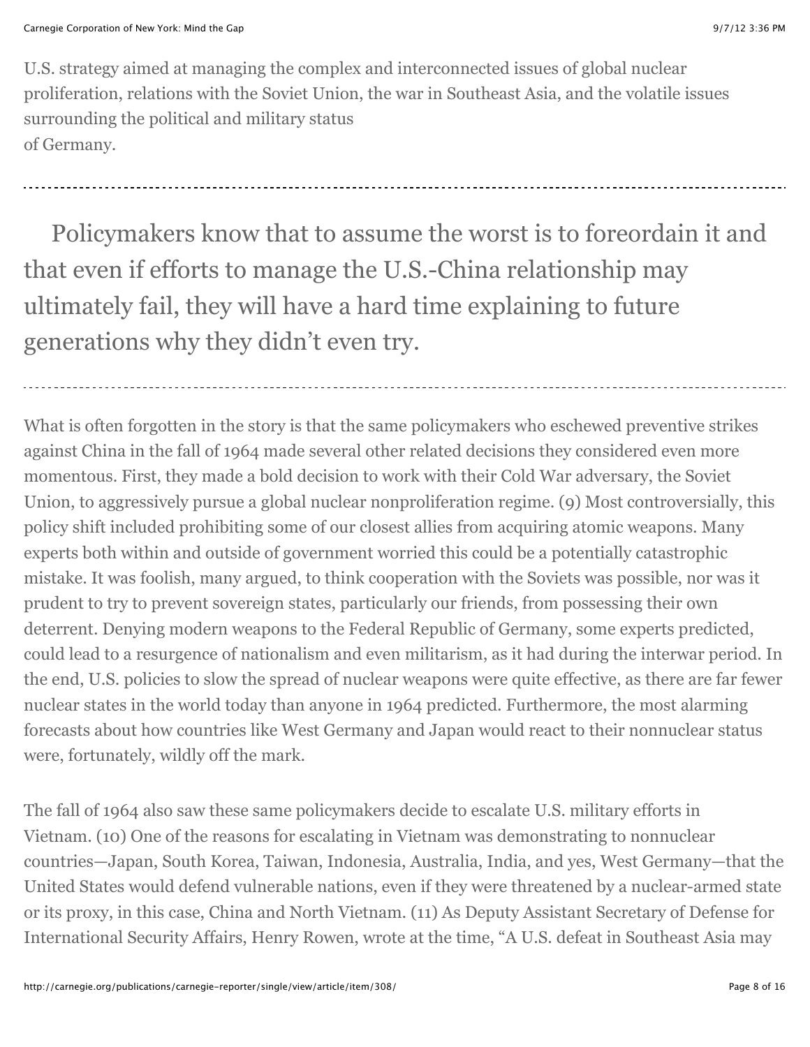U.S. strategy aimed at managing the complex and interconnected issues of global nuclear proliferation, relations with the Soviet Union, the war in Southeast Asia, and the volatile issues surrounding the political and military status of Germany.

---

> Policymakers know that to assume the worst is to foreordain it and that even if efforts to manage the U.S.-China relationship may ultimately fail, they will have a hard time explaining to future generations why they didn't even try.

---

What is often forgotten in the story is that the same policymakers who eschewed preventive strikes against China in the fall of 1964 made several other related decisions they considered even more momentous. First, they made a bold decision to work with their Cold War adversary, the Soviet Union, to aggressively pursue a global nuclear nonproliferation regime. (9) Most controversially, this policy shift included prohibiting some of our closest allies from acquiring atomic weapons. Many experts both within and outside of government worried this could be a potentially catastrophic mistake. It was foolish, many argued, to think cooperation with the Soviets was possible, nor was it prudent to try to prevent sovereign states, particularly our friends, from possessing their own deterrent. Denying modern weapons to the Federal Republic of Germany, some experts predicted, could lead to a resurgence of nationalism and even militarism, as it had during the interwar period. In the end, U.S. policies to slow the spread of nuclear weapons were quite effective, as there are far fewer nuclear states in the world today than anyone in 1964 predicted. Furthermore, the most alarming forecasts about how countries like West Germany and Japan would react to their nonnuclear status were, fortunately, wildly off the mark.

The fall of 1964 also saw these same policymakers decide to escalate U.S. military efforts in Vietnam. (10) One of the reasons for escalating in Vietnam was demonstrating to nonnuclear countries—Japan, South Korea, Taiwan, Indonesia, Australia, India, and yes, West Germany—that the United States would defend vulnerable nations, even if they were threatened by a nuclear-armed state or its proxy, in this case, China and North Vietnam. (11) As Deputy Assistant Secretary of Defense for International Security Affairs, Henry Rowen, wrote at the time, "A U.S. defeat in Southeast Asia may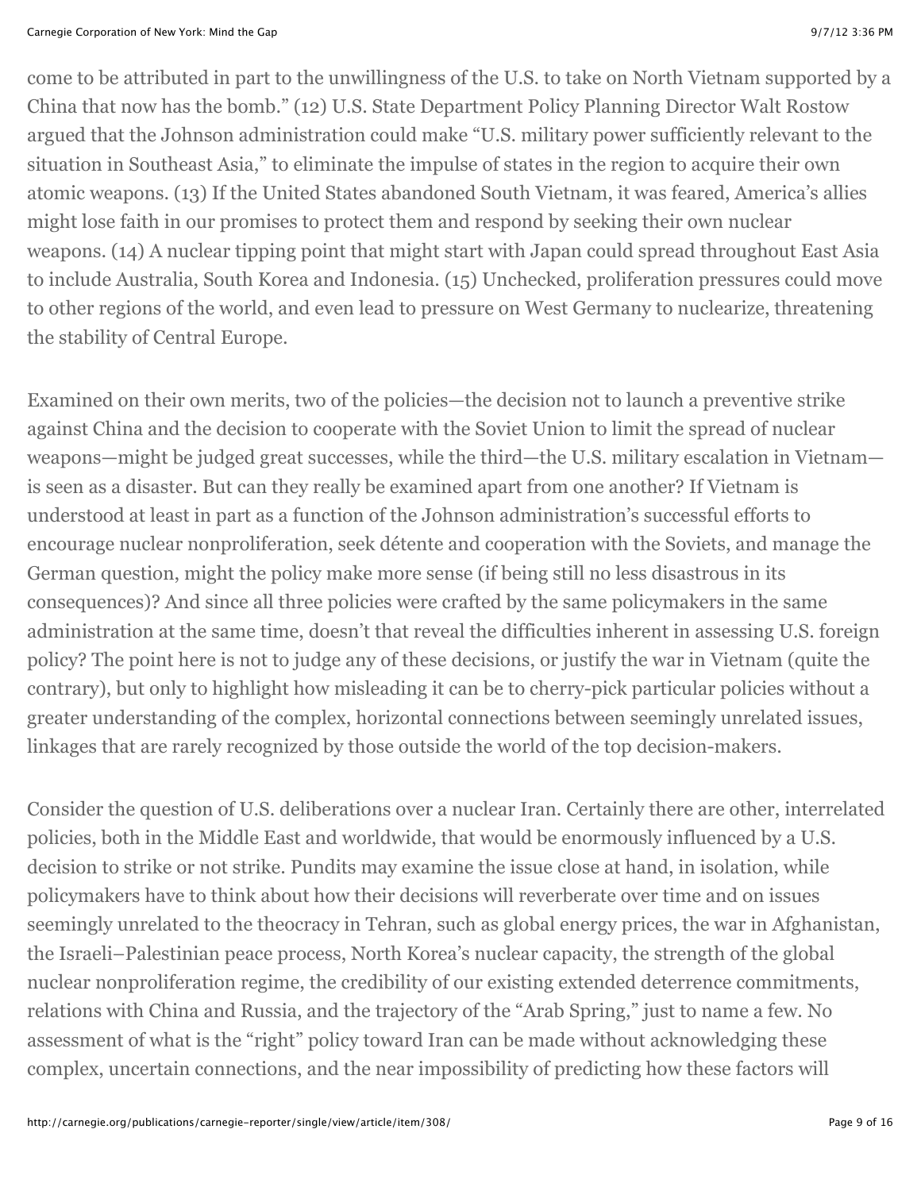come to be attributed in part to the unwillingness of the U.S. to take on North Vietnam supported by a China that now has the bomb." (12) U.S. State Department Policy Planning Director Walt Rostow argued that the Johnson administration could make "U.S. military power sufficiently relevant to the situation in Southeast Asia," to eliminate the impulse of states in the region to acquire their own atomic weapons. (13) If the United States abandoned South Vietnam, it was feared, America's allies might lose faith in our promises to protect them and respond by seeking their own nuclear weapons. (14) A nuclear tipping point that might start with Japan could spread throughout East Asia to include Australia, South Korea and Indonesia. (15) Unchecked, proliferation pressures could move to other regions of the world, and even lead to pressure on West Germany to nuclearize, threatening the stability of Central Europe.

Examined on their own merits, two of the policies—the decision not to launch a preventive strike against China and the decision to cooperate with the Soviet Union to limit the spread of nuclear weapons—might be judged great successes, while the third—the U.S. military escalation in Vietnam—is seen as a disaster. But can they really be examined apart from one another? If Vietnam is understood at least in part as a function of the Johnson administration's successful efforts to encourage nuclear nonproliferation, seek détente and cooperation with the Soviets, and manage the German question, might the policy make more sense (if being still no less disastrous in its consequences)? And since all three policies were crafted by the same policymakers in the same administration at the same time, doesn't that reveal the difficulties inherent in assessing U.S. foreign policy? The point here is not to judge any of these decisions, or justify the war in Vietnam (quite the contrary), but only to highlight how misleading it can be to cherry-pick particular policies without a greater understanding of the complex, horizontal connections between seemingly unrelated issues, linkages that are rarely recognized by those outside the world of the top decision-makers.

Consider the question of U.S. deliberations over a nuclear Iran. Certainly there are other, interrelated policies, both in the Middle East and worldwide, that would be enormously influenced by a U.S. decision to strike or not strike. Pundits may examine the issue close at hand, in isolation, while policymakers have to think about how their decisions will reverberate over time and on issues seemingly unrelated to the theocracy in Tehran, such as global energy prices, the war in Afghanistan, the Israeli–Palestinian peace process, North Korea's nuclear capacity, the strength of the global nuclear nonproliferation regime, the credibility of our existing extended deterrence commitments, relations with China and Russia, and the trajectory of the "Arab Spring," just to name a few. No assessment of what is the "right" policy toward Iran can be made without acknowledging these complex, uncertain connections, and the near impossibility of predicting how these factors will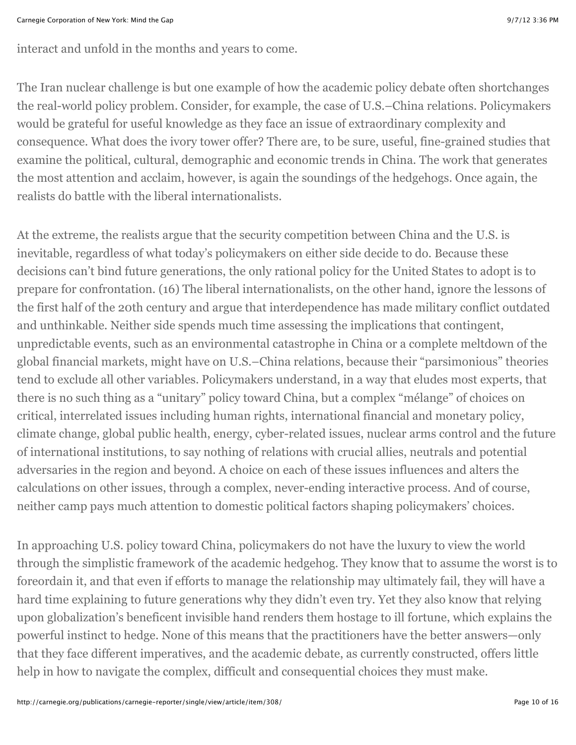interact and unfold in the months and years to come.

The Iran nuclear challenge is but one example of how the academic policy debate often shortchanges the real-world policy problem. Consider, for example, the case of U.S.–China relations. Policymakers would be grateful for useful knowledge as they face an issue of extraordinary complexity and consequence. What does the ivory tower offer? There are, to be sure, useful, fine-grained studies that examine the political, cultural, demographic and economic trends in China. The work that generates the most attention and acclaim, however, is again the soundings of the hedgehogs. Once again, the realists do battle with the liberal internationalists.

At the extreme, the realists argue that the security competition between China and the U.S. is inevitable, regardless of what today's policymakers on either side decide to do. Because these decisions can't bind future generations, the only rational policy for the United States to adopt is to prepare for confrontation. (16) The liberal internationalists, on the other hand, ignore the lessons of the first half of the 20th century and argue that interdependence has made military conflict outdated and unthinkable. Neither side spends much time assessing the implications that contingent, unpredictable events, such as an environmental catastrophe in China or a complete meltdown of the global financial markets, might have on U.S.–China relations, because their "parsimonious" theories tend to exclude all other variables. Policymakers understand, in a way that eludes most experts, that there is no such thing as a "unitary" policy toward China, but a complex "mélange" of choices on critical, interrelated issues including human rights, international financial and monetary policy, climate change, global public health, energy, cyber-related issues, nuclear arms control and the future of international institutions, to say nothing of relations with crucial allies, neutrals and potential adversaries in the region and beyond. A choice on each of these issues influences and alters the calculations on other issues, through a complex, never-ending interactive process. And of course, neither camp pays much attention to domestic political factors shaping policymakers' choices.

In approaching U.S. policy toward China, policymakers do not have the luxury to view the world through the simplistic framework of the academic hedgehog. They know that to assume the worst is to foreordain it, and that even if efforts to manage the relationship may ultimately fail, they will have a hard time explaining to future generations why they didn't even try. Yet they also know that relying upon globalization's beneficent invisible hand renders them hostage to ill fortune, which explains the powerful instinct to hedge. None of this means that the practitioners have the better answers—only that they face different imperatives, and the academic debate, as currently constructed, offers little help in how to navigate the complex, difficult and consequential choices they must make.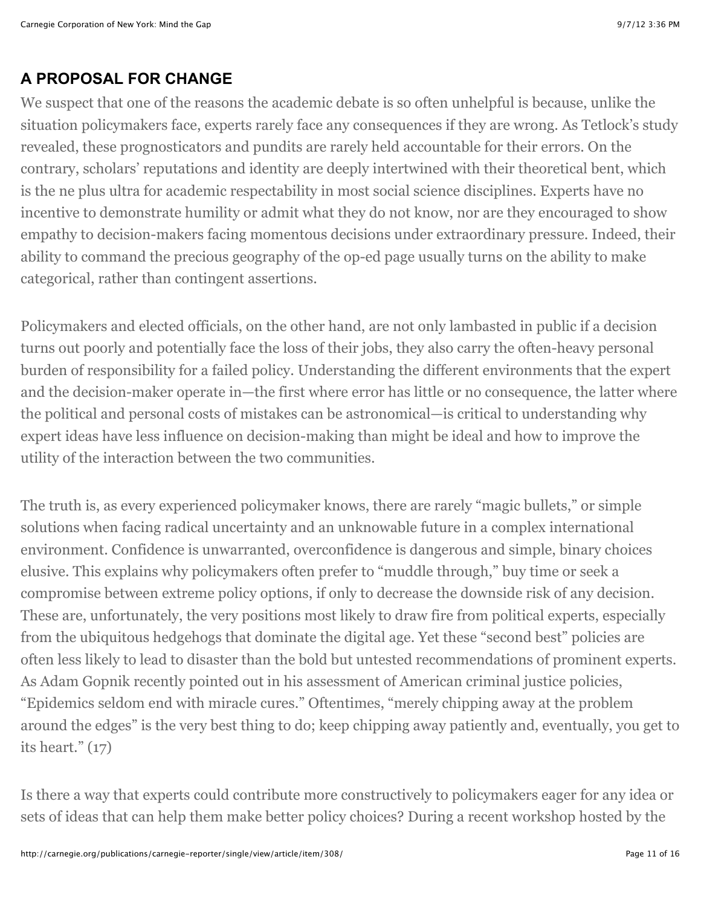## A PROPOSAL FOR CHANGE

We suspect that one of the reasons the academic debate is so often unhelpful is because, unlike the situation policymakers face, experts rarely face any consequences if they are wrong. As Tetlock's study revealed, these prognosticators and pundits are rarely held accountable for their errors. On the contrary, scholars' reputations and identity are deeply intertwined with their theoretical bent, which is the ne plus ultra for academic respectability in most social science disciplines. Experts have no incentive to demonstrate humility or admit what they do not know, nor are they encouraged to show empathy to decision-makers facing momentous decisions under extraordinary pressure. Indeed, their ability to command the precious geography of the op-ed page usually turns on the ability to make categorical, rather than contingent assertions.

Policymakers and elected officials, on the other hand, are not only lambasted in public if a decision turns out poorly and potentially face the loss of their jobs, they also carry the often-heavy personal burden of responsibility for a failed policy. Understanding the different environments that the expert and the decision-maker operate in—the first where error has little or no consequence, the latter where the political and personal costs of mistakes can be astronomical—is critical to understanding why expert ideas have less influence on decision-making than might be ideal and how to improve the utility of the interaction between the two communities.

The truth is, as every experienced policymaker knows, there are rarely "magic bullets," or simple solutions when facing radical uncertainty and an unknowable future in a complex international environment. Confidence is unwarranted, overconfidence is dangerous and simple, binary choices elusive. This explains why policymakers often prefer to "muddle through," buy time or seek a compromise between extreme policy options, if only to decrease the downside risk of any decision. These are, unfortunately, the very positions most likely to draw fire from political experts, especially from the ubiquitous hedgehogs that dominate the digital age. Yet these "second best" policies are often less likely to lead to disaster than the bold but untested recommendations of prominent experts. As Adam Gopnik recently pointed out in his assessment of American criminal justice policies, "Epidemics seldom end with miracle cures." Oftentimes, "merely chipping away at the problem around the edges" is the very best thing to do; keep chipping away patiently and, eventually, you get to its heart." (17)

Is there a way that experts could contribute more constructively to policymakers eager for any idea or sets of ideas that can help them make better policy choices? During a recent workshop hosted by the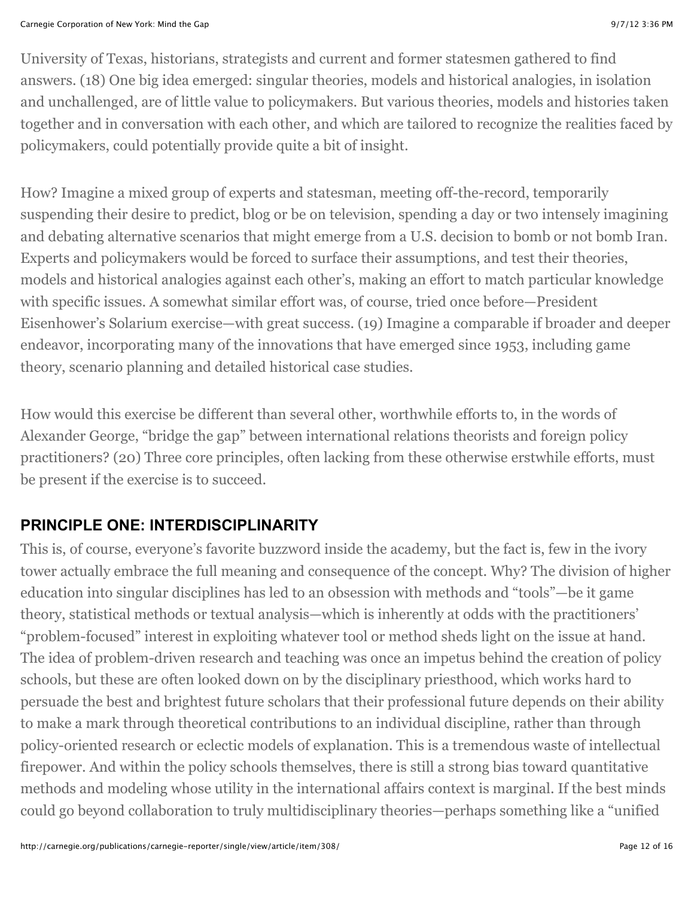University of Texas, historians, strategists and current and former statesmen gathered to find answers. (18) One big idea emerged: singular theories, models and historical analogies, in isolation and unchallenged, are of little value to policymakers. But various theories, models and histories taken together and in conversation with each other, and which are tailored to recognize the realities faced by policymakers, could potentially provide quite a bit of insight.

How? Imagine a mixed group of experts and statesman, meeting off-the-record, temporarily suspending their desire to predict, blog or be on television, spending a day or two intensely imagining and debating alternative scenarios that might emerge from a U.S. decision to bomb or not bomb Iran. Experts and policymakers would be forced to surface their assumptions, and test their theories, models and historical analogies against each other's, making an effort to match particular knowledge with specific issues. A somewhat similar effort was, of course, tried once before—President Eisenhower's Solarium exercise—with great success. (19) Imagine a comparable if broader and deeper endeavor, incorporating many of the innovations that have emerged since 1953, including game theory, scenario planning and detailed historical case studies.

How would this exercise be different than several other, worthwhile efforts to, in the words of Alexander George, "bridge the gap" between international relations theorists and foreign policy practitioners? (20) Three core principles, often lacking from these otherwise erstwhile efforts, must be present if the exercise is to succeed.

## PRINCIPLE ONE: INTERDISCIPLINARITY

This is, of course, everyone's favorite buzzword inside the academy, but the fact is, few in the ivory tower actually embrace the full meaning and consequence of the concept. Why? The division of higher education into singular disciplines has led to an obsession with methods and "tools"—be it game theory, statistical methods or textual analysis—which is inherently at odds with the practitioners' "problem-focused" interest in exploiting whatever tool or method sheds light on the issue at hand. The idea of problem-driven research and teaching was once an impetus behind the creation of policy schools, but these are often looked down on by the disciplinary priesthood, which works hard to persuade the best and brightest future scholars that their professional future depends on their ability to make a mark through theoretical contributions to an individual discipline, rather than through policy-oriented research or eclectic models of explanation. This is a tremendous waste of intellectual firepower. And within the policy schools themselves, there is still a strong bias toward quantitative methods and modeling whose utility in the international affairs context is marginal. If the best minds could go beyond collaboration to truly multidisciplinary theories—perhaps something like a "unified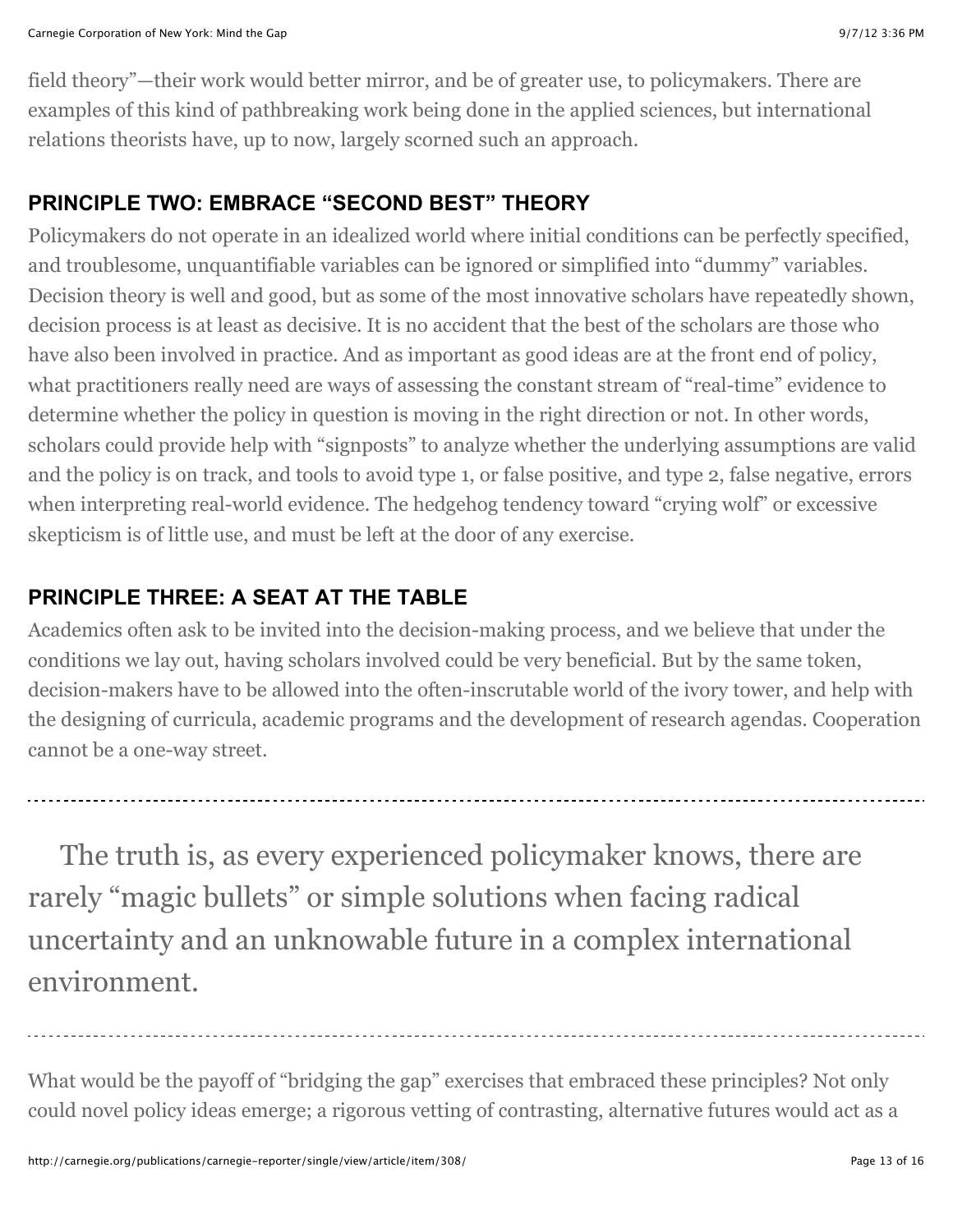field theory"—their work would better mirror, and be of greater use, to policymakers. There are examples of this kind of pathbreaking work being done in the applied sciences, but international relations theorists have, up to now, largely scorned such an approach.

## PRINCIPLE TWO: EMBRACE "SECOND BEST" THEORY

Policymakers do not operate in an idealized world where initial conditions can be perfectly specified, and troublesome, unquantifiable variables can be ignored or simplified into "dummy" variables. Decision theory is well and good, but as some of the most innovative scholars have repeatedly shown, decision process is at least as decisive. It is no accident that the best of the scholars are those who have also been involved in practice. And as important as good ideas are at the front end of policy, what practitioners really need are ways of assessing the constant stream of "real-time" evidence to determine whether the policy in question is moving in the right direction or not. In other words, scholars could provide help with "signposts" to analyze whether the underlying assumptions are valid and the policy is on track, and tools to avoid type 1, or false positive, and type 2, false negative, errors when interpreting real-world evidence. The hedgehog tendency toward "crying wolf" or excessive skepticism is of little use, and must be left at the door of any exercise.

## PRINCIPLE THREE: A SEAT AT THE TABLE

Academics often ask to be invited into the decision-making process, and we believe that under the conditions we lay out, having scholars involved could be very beneficial. But by the same token, decision-makers have to be allowed into the often-inscrutable world of the ivory tower, and help with the designing of curricula, academic programs and the development of research agendas. Cooperation cannot be a one-way street.

---

> The truth is, as every experienced policymaker knows, there are rarely "magic bullets" or simple solutions when facing radical uncertainty and an unknowable future in a complex international environment.

---

What would be the payoff of "bridging the gap" exercises that embraced these principles? Not only could novel policy ideas emerge; a rigorous vetting of contrasting, alternative futures would act as a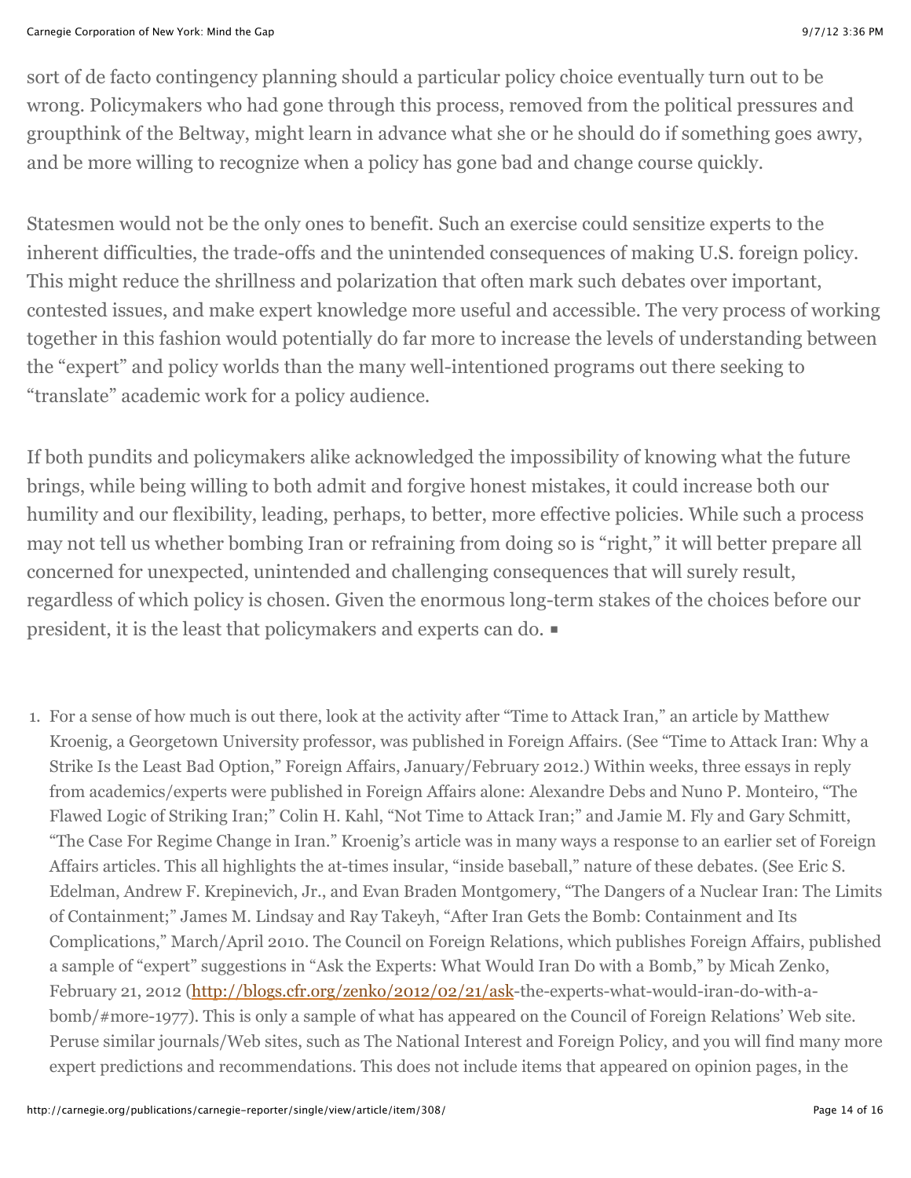sort of de facto contingency planning should a particular policy choice eventually turn out to be wrong. Policymakers who had gone through this process, removed from the political pressures and groupthink of the Beltway, might learn in advance what she or he should do if something goes awry, and be more willing to recognize when a policy has gone bad and change course quickly.

Statesmen would not be the only ones to benefit. Such an exercise could sensitize experts to the inherent difficulties, the trade-offs and the unintended consequences of making U.S. foreign policy. This might reduce the shrillness and polarization that often mark such debates over important, contested issues, and make expert knowledge more useful and accessible. The very process of working together in this fashion would potentially do far more to increase the levels of understanding between the "expert" and policy worlds than the many well-intentioned programs out there seeking to "translate" academic work for a policy audience.

If both pundits and policymakers alike acknowledged the impossibility of knowing what the future brings, while being willing to both admit and forgive honest mistakes, it could increase both our humility and our flexibility, leading, perhaps, to better, more effective policies. While such a process may not tell us whether bombing Iran or refraining from doing so is "right," it will better prepare all concerned for unexpected, unintended and challenging consequences that will surely result, regardless of which policy is chosen. Given the enormous long-term stakes of the choices before our president, it is the least that policymakers and experts can do. ■

1. For a sense of how much is out there, look at the activity after "Time to Attack Iran," an article by Matthew Kroenig, a Georgetown University professor, was published in Foreign Affairs. (See "Time to Attack Iran: Why a Strike Is the Least Bad Option," Foreign Affairs, January/February 2012.) Within weeks, three essays in reply from academics/experts were published in Foreign Affairs alone: Alexandre Debs and Nuno P. Monteiro, "The Flawed Logic of Striking Iran;" Colin H. Kahl, "Not Time to Attack Iran;" and Jamie M. Fly and Gary Schmitt, "The Case For Regime Change in Iran." Kroenig's article was in many ways a response to an earlier set of Foreign Affairs articles. This all highlights the at-times insular, "inside baseball," nature of these debates. (See Eric S. Edelman, Andrew F. Krepinevich, Jr., and Evan Braden Montgomery, "The Dangers of a Nuclear Iran: The Limits of Containment;" James M. Lindsay and Ray Takeyh, "After Iran Gets the Bomb: Containment and Its Complications," March/April 2010. The Council on Foreign Relations, which publishes Foreign Affairs, published a sample of "expert" suggestions in "Ask the Experts: What Would Iran Do with a Bomb," by Micah Zenko, February 21, 2012 (http://blogs.cfr.org/zenko/2012/02/21/ask-the-experts-what-would-iran-do-with-a-bomb/#more-1977). This is only a sample of what has appeared on the Council of Foreign Relations' Web site. Peruse similar journals/Web sites, such as The National Interest and Foreign Policy, and you will find many more expert predictions and recommendations. This does not include items that appeared on opinion pages, in the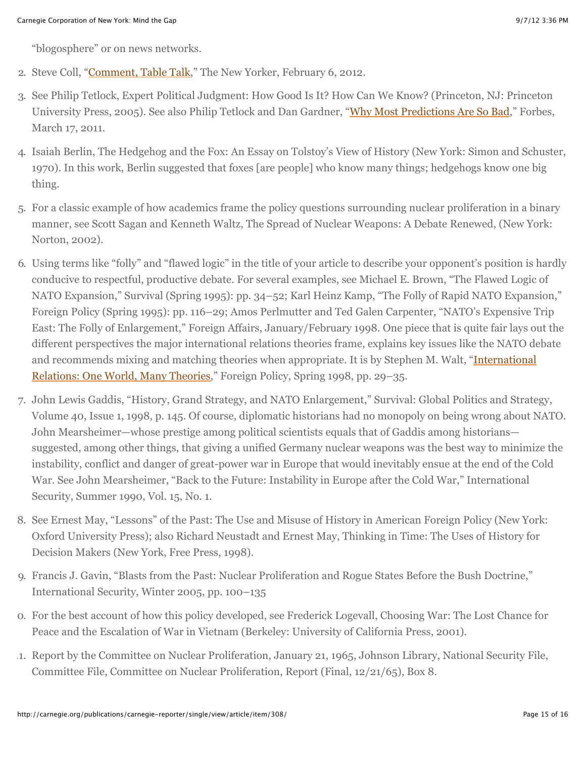"blogosphere" or on news networks.

2. Steve Coll, "Comment, Table Talk," The New Yorker, February 6, 2012.
3. See Philip Tetlock, Expert Political Judgment: How Good Is It? How Can We Know? (Princeton, NJ: Princeton University Press, 2005). See also Philip Tetlock and Dan Gardner, "Why Most Predictions Are So Bad," Forbes, March 17, 2011.
4. Isaiah Berlin, The Hedgehog and the Fox: An Essay on Tolstoy's View of History (New York: Simon and Schuster, 1970). In this work, Berlin suggested that foxes [are people] who know many things; hedgehogs know one big thing.
5. For a classic example of how academics frame the policy questions surrounding nuclear proliferation in a binary manner, see Scott Sagan and Kenneth Waltz, The Spread of Nuclear Weapons: A Debate Renewed, (New York: Norton, 2002).
6. Using terms like "folly" and "flawed logic" in the title of your article to describe your opponent's position is hardly conducive to respectful, productive debate. For several examples, see Michael E. Brown, "The Flawed Logic of NATO Expansion," Survival (Spring 1995): pp. 34–52; Karl Heinz Kamp, "The Folly of Rapid NATO Expansion," Foreign Policy (Spring 1995): pp. 116–29; Amos Perlmutter and Ted Galen Carpenter, "NATO's Expensive Trip East: The Folly of Enlargement," Foreign Affairs, January/February 1998. One piece that is quite fair lays out the different perspectives the major international relations theories frame, explains key issues like the NATO debate and recommends mixing and matching theories when appropriate. It is by Stephen M. Walt, "International Relations: One World, Many Theories," Foreign Policy, Spring 1998, pp. 29–35.
7. John Lewis Gaddis, "History, Grand Strategy, and NATO Enlargement," Survival: Global Politics and Strategy, Volume 40, Issue 1, 1998, p. 145. Of course, diplomatic historians had no monopoly on being wrong about NATO. John Mearsheimer—whose prestige among political scientists equals that of Gaddis among historians—suggested, among other things, that giving a unified Germany nuclear weapons was the best way to minimize the instability, conflict and danger of great-power war in Europe that would inevitably ensue at the end of the Cold War. See John Mearsheimer, "Back to the Future: Instability in Europe after the Cold War," International Security, Summer 1990, Vol. 15, No. 1.
8. See Ernest May, "Lessons" of the Past: The Use and Misuse of History in American Foreign Policy (New York: Oxford University Press); also Richard Neustadt and Ernest May, Thinking in Time: The Uses of History for Decision Makers (New York, Free Press, 1998).
9. Francis J. Gavin, "Blasts from the Past: Nuclear Proliferation and Rogue States Before the Bush Doctrine," International Security, Winter 2005, pp. 100–135
10. For the best account of how this policy developed, see Frederick Logevall, Choosing War: The Lost Chance for Peace and the Escalation of War in Vietnam (Berkeley: University of California Press, 2001).
11. Report by the Committee on Nuclear Proliferation, January 21, 1965, Johnson Library, National Security File, Committee File, Committee on Nuclear Proliferation, Report (Final, 12/21/65), Box 8.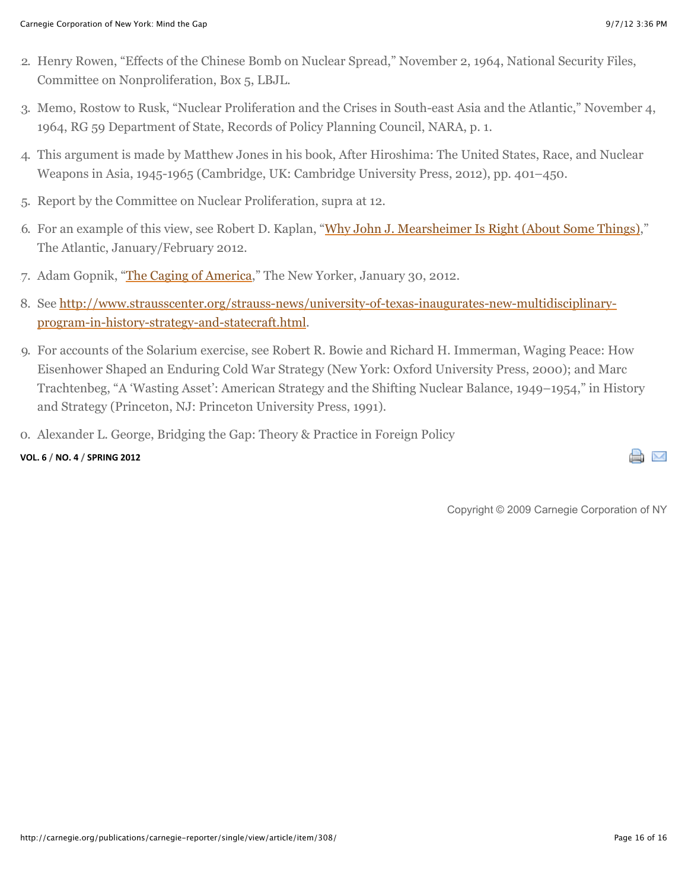2. Henry Rowen, "Effects of the Chinese Bomb on Nuclear Spread," November 2, 1964, National Security Files, Committee on Nonproliferation, Box 5, LBJL.
3. Memo, Rostow to Rusk, "Nuclear Proliferation and the Crises in South-east Asia and the Atlantic," November 4, 1964, RG 59 Department of State, Records of Policy Planning Council, NARA, p. 1.
4. This argument is made by Matthew Jones in his book, After Hiroshima: The United States, Race, and Nuclear Weapons in Asia, 1945-1965 (Cambridge, UK: Cambridge University Press, 2012), pp. 401–450.
5. Report by the Committee on Nuclear Proliferation, supra at 12.
6. For an example of this view, see Robert D. Kaplan, "Why John J. Mearsheimer Is Right (About Some Things)," The Atlantic, January/February 2012.
7. Adam Gopnik, "The Caging of America," The New Yorker, January 30, 2012.
8. See http://www.strausscenter.org/strauss-news/university-of-texas-inaugurates-new-multidisciplinary-program-in-history-strategy-and-statecraft.html.
9. For accounts of the Solarium exercise, see Robert R. Bowie and Richard H. Immerman, Waging Peace: How Eisenhower Shaped an Enduring Cold War Strategy (New York: Oxford University Press, 2000); and Marc Trachtenbeg, "A 'Wasting Asset': American Strategy and the Shifting Nuclear Balance, 1949–1954," in History and Strategy (Princeton, NJ: Princeton University Press, 1991).
0. Alexander L. George, Bridging the Gap: Theory & Practice in Foreign Policy

**VOL. 6 / NO. 4 / SPRING 2012**

Copyright © 2009 Carnegie Corporation of NY